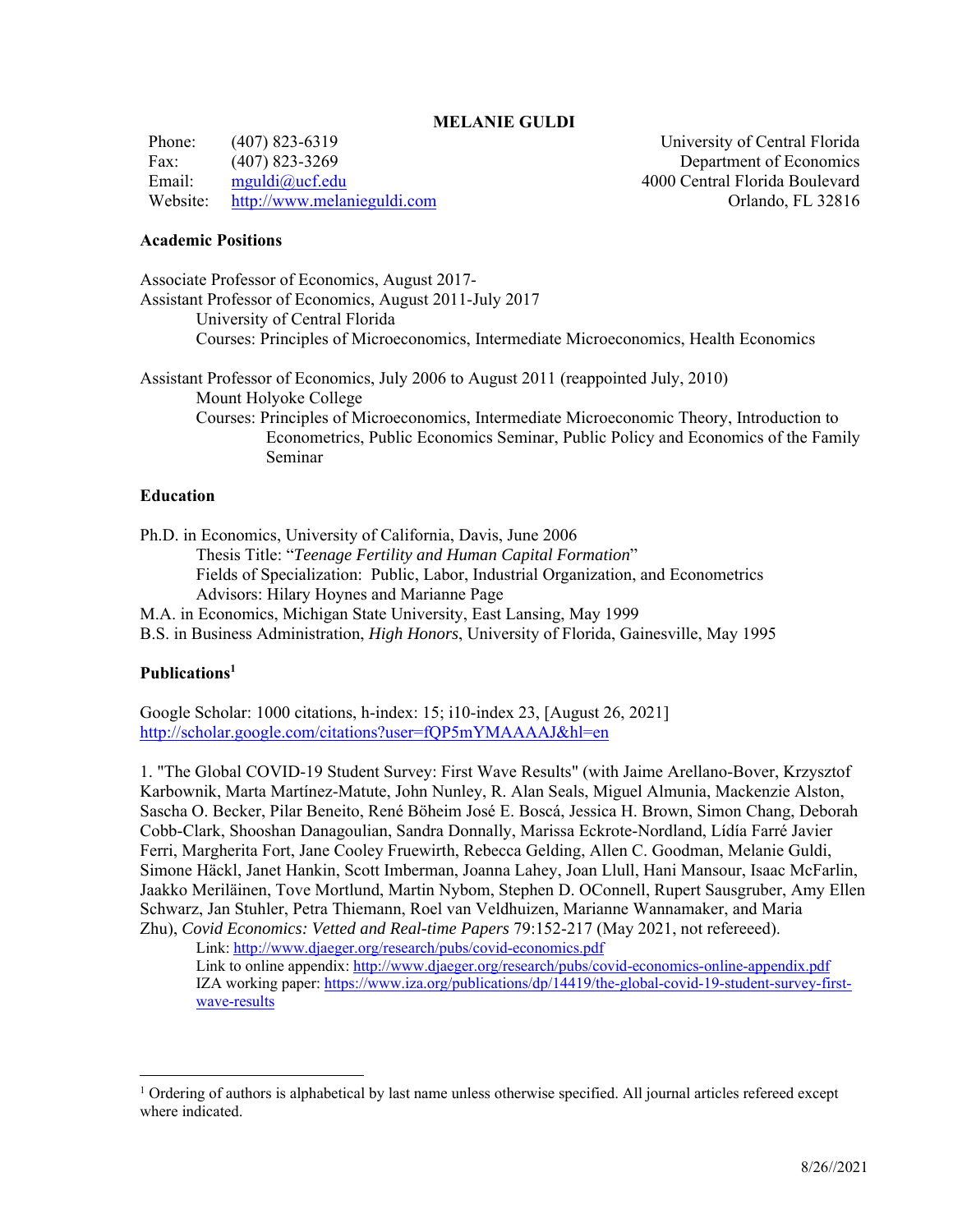# MELANIE GULDI

Phone: (407) 823-6319
Fax: (407) 823-3269
Email: mguldi@ucf.edu
Website: http://www.melanieguldi.com

University of Central Florida
Department of Economics
4000 Central Florida Boulevard
Orlando, FL 32816

## Academic Positions

Associate Professor of Economics, August 2017-
Assistant Professor of Economics, August 2011-July 2017
University of Central Florida
Courses: Principles of Microeconomics, Intermediate Microeconomics, Health Economics

Assistant Professor of Economics, July 2006 to August 2011 (reappointed July, 2010)
Mount Holyoke College
Courses: Principles of Microeconomics, Intermediate Microeconomic Theory, Introduction to Econometrics, Public Economics Seminar, Public Policy and Economics of the Family Seminar

## Education

Ph.D. in Economics, University of California, Davis, June 2006
Thesis Title: "*Teenage Fertility and Human Capital Formation*"
Fields of Specialization: Public, Labor, Industrial Organization, and Econometrics
Advisors: Hilary Hoynes and Marianne Page
M.A. in Economics, Michigan State University, East Lansing, May 1999
B.S. in Business Administration, *High Honors*, University of Florida, Gainesville, May 1995

## Publications[1]

Google Scholar: 1000 citations, h-index: 15; i10-index 23, [August 26, 2021]
http://scholar.google.com/citations?user=fQP5mYMAAAAJ&hl=en

1. "The Global COVID-19 Student Survey: First Wave Results" (with Jaime Arellano-Bover, Krzysztof Karbownik, Marta Martínez-Matute, John Nunley, R. Alan Seals, Miguel Almunia, Mackenzie Alston, Sascha O. Becker, Pilar Beneito, René Böheim José E. Boscá, Jessica H. Brown, Simon Chang, Deborah Cobb-Clark, Shooshan Danagoulian, Sandra Donnally, Marissa Eckrote-Nordland, Lídía Farré Javier Ferri, Margherita Fort, Jane Cooley Fruewirth, Rebecca Gelding, Allen C. Goodman, Melanie Guldi, Simone Häckl, Janet Hankin, Scott Imberman, Joanna Lahey, Joan Llull, Hani Mansour, Isaac McFarlin, Jaakko Meriläinen, Tove Mortlund, Martin Nybom, Stephen D. OConnell, Rupert Sausgruber, Amy Ellen Schwarz, Jan Stuhler, Petra Thiemann, Roel van Veldhuizen, Marianne Wannamaker, and Maria Zhu), *Covid Economics: Vetted and Real-time Papers* 79:152-217 (May 2021, not refereeed).
Link: http://www.djaeger.org/research/pubs/covid-economics.pdf
Link to online appendix: http://www.djaeger.org/research/pubs/covid-economics-online-appendix.pdf
IZA working paper: https://www.iza.org/publications/dp/14419/the-global-covid-19-student-survey-first-wave-results

[1] Ordering of authors is alphabetical by last name unless otherwise specified. All journal articles refereed except where indicated.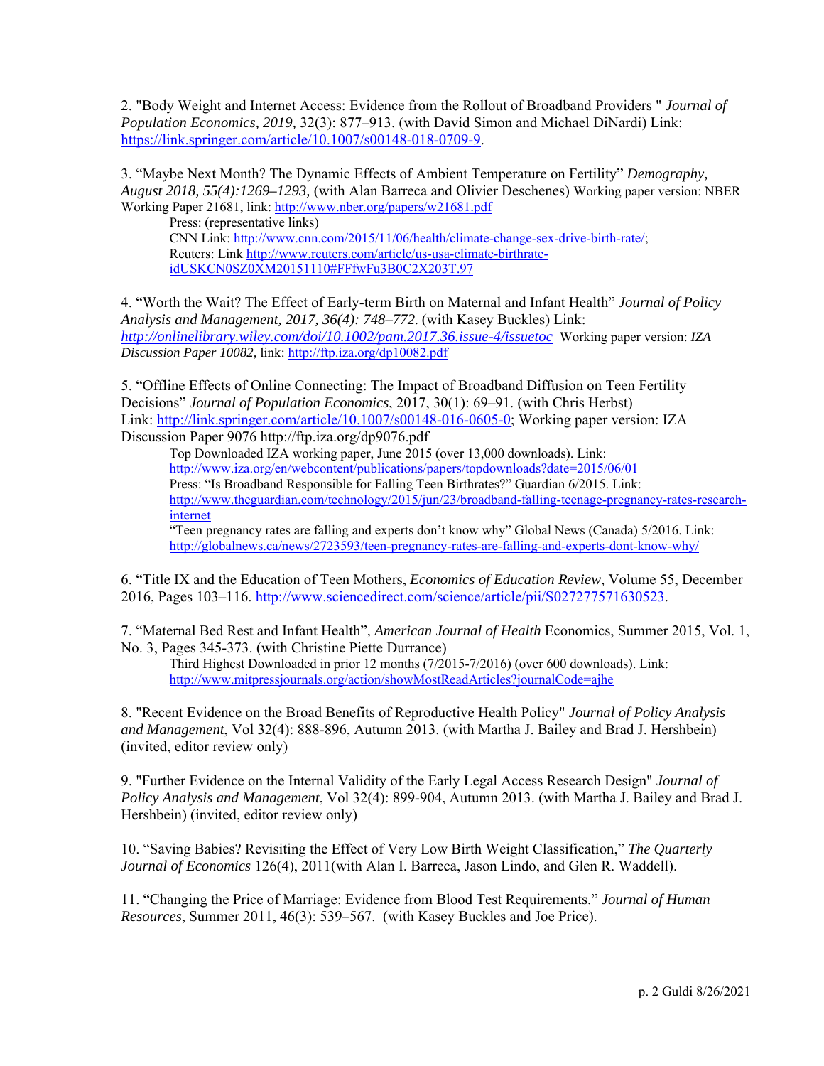2. "Body Weight and Internet Access: Evidence from the Rollout of Broadband Providers " *Journal of Population Economics, 2019,* 32(3): 877–913. (with David Simon and Michael DiNardi) Link: https://link.springer.com/article/10.1007/s00148-018-0709-9.

3. "Maybe Next Month? The Dynamic Effects of Ambient Temperature on Fertility" *Demography, August 2018, 55(4):1269–1293,* (with Alan Barreca and Olivier Deschenes) Working paper version: NBER Working Paper 21681, link: http://www.nber.org/papers/w21681.pdf

    Press: (representative links)
    CNN Link: http://www.cnn.com/2015/11/06/health/climate-change-sex-drive-birth-rate/;
    Reuters: Link http://www.reuters.com/article/us-usa-climate-birthrate-idUSKCN0SZ0XM20151110#FFfwFu3B0C2X203T.97

4. "Worth the Wait? The Effect of Early-term Birth on Maternal and Infant Health" *Journal of Policy Analysis and Management, 2017, 36(4): 748–772.* (with Kasey Buckles) Link: *http://onlinelibrary.wiley.com/doi/10.1002/pam.2017.36.issue-4/issuetoc* Working paper version: *IZA Discussion Paper 10082,* link: http://ftp.iza.org/dp10082.pdf

5. "Offline Effects of Online Connecting: The Impact of Broadband Diffusion on Teen Fertility Decisions" *Journal of Population Economics*, 2017, 30(1): 69–91. (with Chris Herbst) Link: http://link.springer.com/article/10.1007/s00148-016-0605-0; Working paper version: IZA Discussion Paper 9076 http://ftp.iza.org/dp9076.pdf

    Top Downloaded IZA working paper, June 2015 (over 13,000 downloads). Link: http://www.iza.org/en/webcontent/publications/papers/topdownloads?date=2015/06/01
    Press: "Is Broadband Responsible for Falling Teen Birthrates?" Guardian 6/2015. Link: http://www.theguardian.com/technology/2015/jun/23/broadband-falling-teenage-pregnancy-rates-research-internet
    "Teen pregnancy rates are falling and experts don't know why" Global News (Canada) 5/2016. Link: http://globalnews.ca/news/2723593/teen-pregnancy-rates-are-falling-and-experts-dont-know-why/

6. "Title IX and the Education of Teen Mothers, *Economics of Education Review*, Volume 55, December 2016, Pages 103–116. http://www.sciencedirect.com/science/article/pii/S027277571630523.

7. "Maternal Bed Rest and Infant Health", *American Journal of Health* Economics, Summer 2015, Vol. 1, No. 3, Pages 345-373. (with Christine Piette Durrance)

    Third Highest Downloaded in prior 12 months (7/2015-7/2016) (over 600 downloads). Link: http://www.mitpressjournals.org/action/showMostReadArticles?journalCode=ajhe

8. "Recent Evidence on the Broad Benefits of Reproductive Health Policy" *Journal of Policy Analysis and Management*, Vol 32(4): 888-896, Autumn 2013. (with Martha J. Bailey and Brad J. Hershbein) (invited, editor review only)

9. "Further Evidence on the Internal Validity of the Early Legal Access Research Design" *Journal of Policy Analysis and Management*, Vol 32(4): 899-904, Autumn 2013. (with Martha J. Bailey and Brad J. Hershbein) (invited, editor review only)

10. "Saving Babies? Revisiting the Effect of Very Low Birth Weight Classification," *The Quarterly Journal of Economics* 126(4), 2011(with Alan I. Barreca, Jason Lindo, and Glen R. Waddell).

11. "Changing the Price of Marriage: Evidence from Blood Test Requirements." *Journal of Human Resources*, Summer 2011, 46(3): 539–567. (with Kasey Buckles and Joe Price).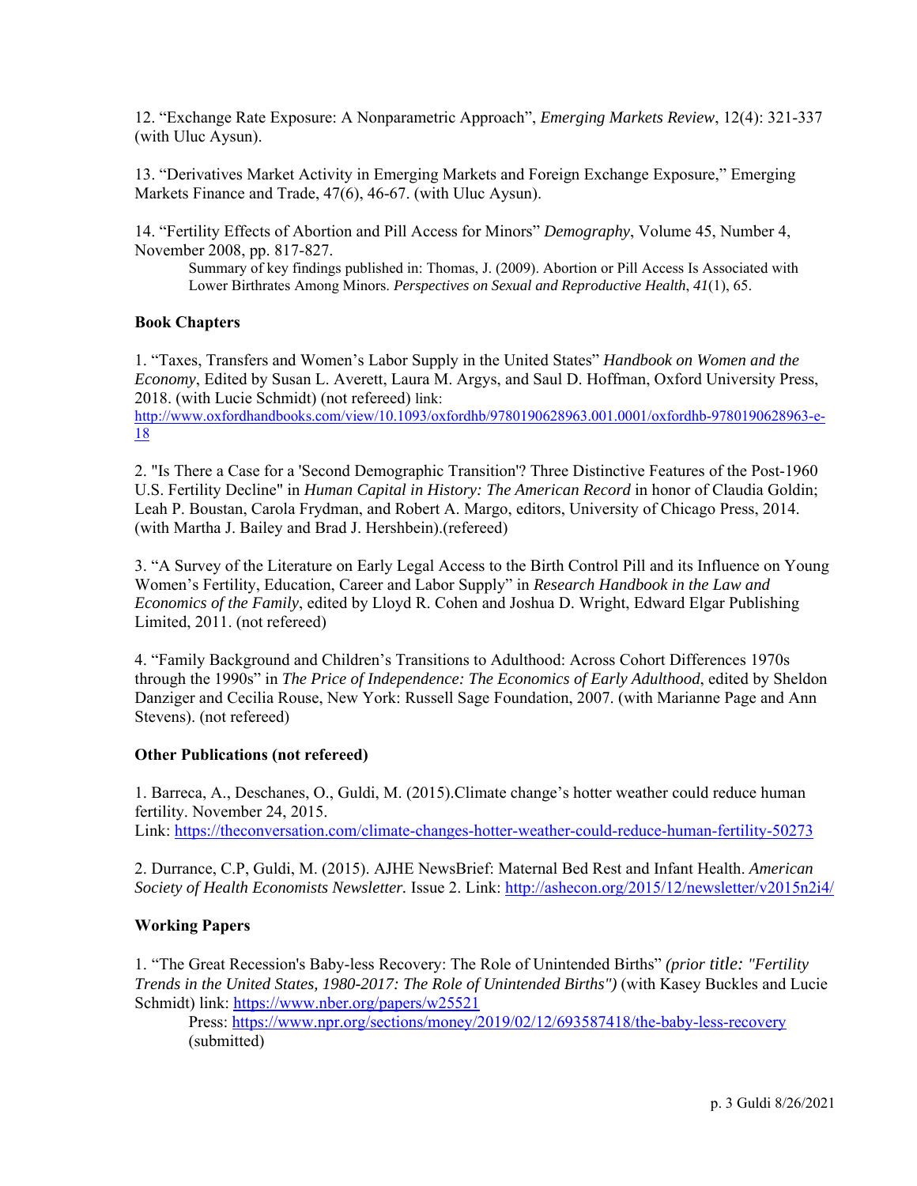12. “Exchange Rate Exposure: A Nonparametric Approach”, *Emerging Markets Review*, 12(4): 321-337 (with Uluc Aysun).

13. “Derivatives Market Activity in Emerging Markets and Foreign Exchange Exposure,” Emerging Markets Finance and Trade, 47(6), 46-67. (with Uluc Aysun).

14. “Fertility Effects of Abortion and Pill Access for Minors” *Demography*, Volume 45, Number 4, November 2008, pp. 817-827.

Summary of key findings published in: Thomas, J. (2009). Abortion or Pill Access Is Associated with Lower Birthrates Among Minors. *Perspectives on Sexual and Reproductive Health*, *41*(1), 65.

**Book Chapters**

1. “Taxes, Transfers and Women’s Labor Supply in the United States” *Handbook on Women and the Economy*, Edited by Susan L. Averett, Laura M. Argys, and Saul D. Hoffman, Oxford University Press, 2018. (with Lucie Schmidt) (not refereed) link: http://www.oxfordhandbooks.com/view/10.1093/oxfordhb/9780190628963.001.0001/oxfordhb-9780190628963-e-18

2. "Is There a Case for a 'Second Demographic Transition'? Three Distinctive Features of the Post-1960 U.S. Fertility Decline" in *Human Capital in History: The American Record* in honor of Claudia Goldin; Leah P. Boustan, Carola Frydman, and Robert A. Margo, editors, University of Chicago Press, 2014. (with Martha J. Bailey and Brad J. Hershbein).(refereed)

3. “A Survey of the Literature on Early Legal Access to the Birth Control Pill and its Influence on Young Women’s Fertility, Education, Career and Labor Supply” in *Research Handbook in the Law and Economics of the Family*, edited by Lloyd R. Cohen and Joshua D. Wright, Edward Elgar Publishing Limited, 2011. (not refereed)

4. “Family Background and Children’s Transitions to Adulthood: Across Cohort Differences 1970s through the 1990s” in *The Price of Independence: The Economics of Early Adulthood*, edited by Sheldon Danziger and Cecilia Rouse, New York: Russell Sage Foundation, 2007. (with Marianne Page and Ann Stevens). (not refereed)

**Other Publications (not refereed)**

1. Barreca, A., Deschanes, O., Guldi, M. (2015).Climate change’s hotter weather could reduce human fertility. November 24, 2015.
Link: https://theconversation.com/climate-changes-hotter-weather-could-reduce-human-fertility-50273

2. Durrance, C.P, Guldi, M. (2015). AJHE NewsBrief: Maternal Bed Rest and Infant Health. *American Society of Health Economists Newsletter.* Issue 2. Link: http://ashecon.org/2015/12/newsletter/v2015n2i4/

**Working Papers**

1. “The Great Recession's Baby-less Recovery: The Role of Unintended Births” *(prior title: "Fertility Trends in the United States, 1980-2017: The Role of Unintended Births")* (with Kasey Buckles and Lucie Schmidt) link: https://www.nber.org/papers/w25521

Press: https://www.npr.org/sections/money/2019/02/12/693587418/the-baby-less-recovery (submitted)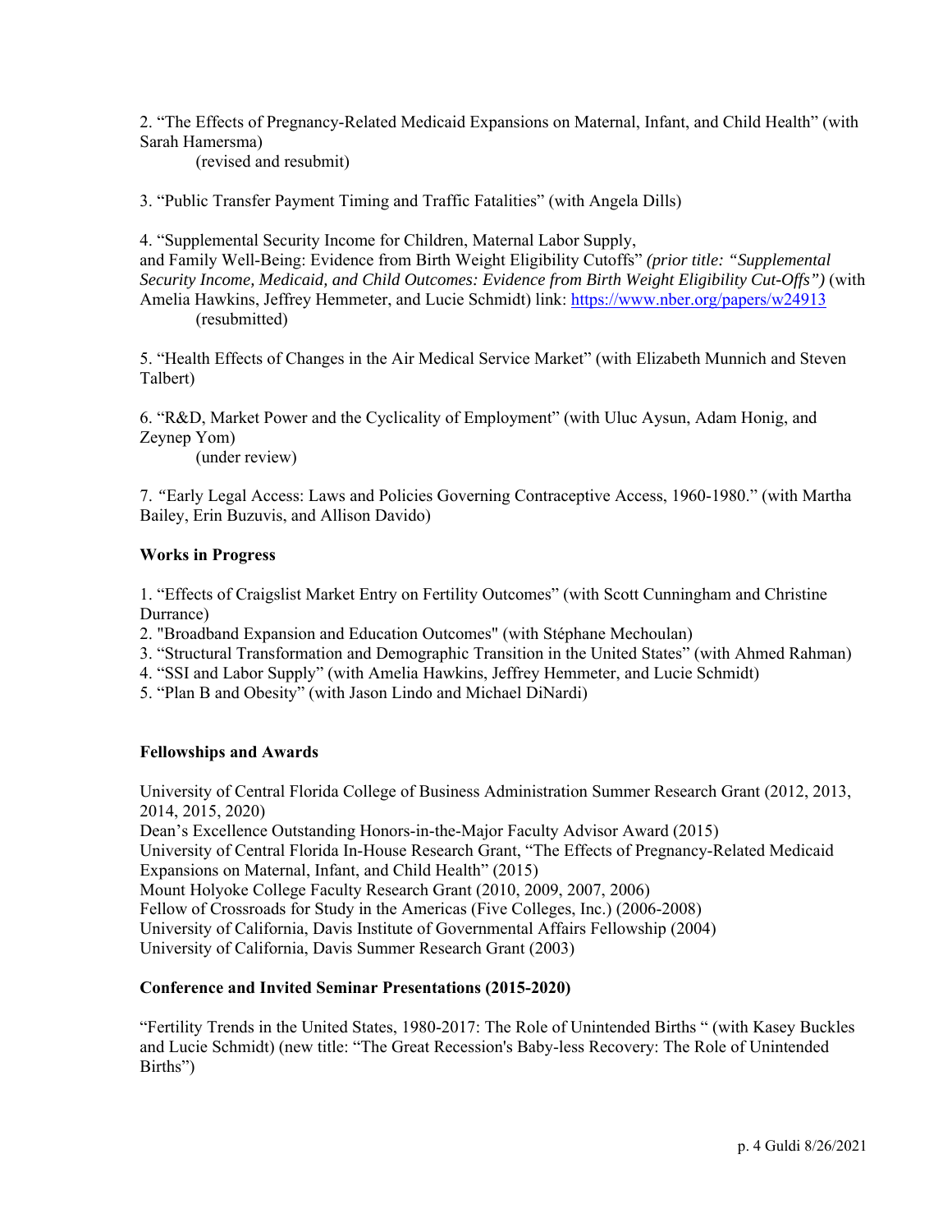2. “The Effects of Pregnancy-Related Medicaid Expansions on Maternal, Infant, and Child Health” (with Sarah Hamersma)
(revised and resubmit)

3. “Public Transfer Payment Timing and Traffic Fatalities” (with Angela Dills)

4. “Supplemental Security Income for Children, Maternal Labor Supply, and Family Well-Being: Evidence from Birth Weight Eligibility Cutoffs” *(prior title: “Supplemental Security Income, Medicaid, and Child Outcomes: Evidence from Birth Weight Eligibility Cut-Offs”)* (with Amelia Hawkins, Jeffrey Hemmeter, and Lucie Schmidt) link: https://www.nber.org/papers/w24913
(resubmitted)

5. “Health Effects of Changes in the Air Medical Service Market” (with Elizabeth Munnich and Steven Talbert)

6. “R&D, Market Power and the Cyclicality of Employment” (with Uluc Aysun, Adam Honig, and Zeynep Yom)
(under review)

7. “Early Legal Access: Laws and Policies Governing Contraceptive Access, 1960-1980.” (with Martha Bailey, Erin Buzuvis, and Allison Davido)

**Works in Progress**

1. “Effects of Craigslist Market Entry on Fertility Outcomes” (with Scott Cunningham and Christine Durrance)
2. "Broadband Expansion and Education Outcomes" (with Stéphane Mechoulan)
3. “Structural Transformation and Demographic Transition in the United States” (with Ahmed Rahman)
4. “SSI and Labor Supply” (with Amelia Hawkins, Jeffrey Hemmeter, and Lucie Schmidt)
5. “Plan B and Obesity” (with Jason Lindo and Michael DiNardi)

**Fellowships and Awards**

University of Central Florida College of Business Administration Summer Research Grant (2012, 2013, 2014, 2015, 2020)
Dean’s Excellence Outstanding Honors-in-the-Major Faculty Advisor Award (2015)
University of Central Florida In-House Research Grant, “The Effects of Pregnancy-Related Medicaid Expansions on Maternal, Infant, and Child Health” (2015)
Mount Holyoke College Faculty Research Grant (2010, 2009, 2007, 2006)
Fellow of Crossroads for Study in the Americas (Five Colleges, Inc.) (2006-2008)
University of California, Davis Institute of Governmental Affairs Fellowship (2004)
University of California, Davis Summer Research Grant (2003)

**Conference and Invited Seminar Presentations (2015-2020)**

“Fertility Trends in the United States, 1980-2017: The Role of Unintended Births “ (with Kasey Buckles and Lucie Schmidt) (new title: “The Great Recession's Baby-less Recovery: The Role of Unintended Births”)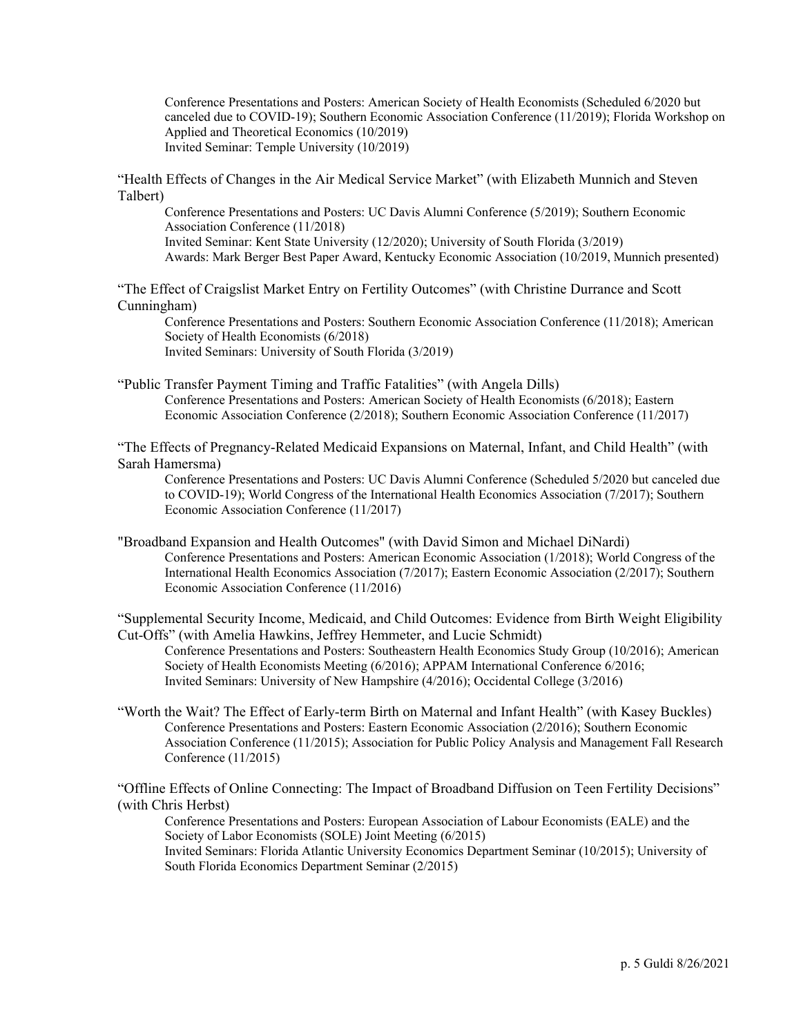Conference Presentations and Posters: American Society of Health Economists (Scheduled 6/2020 but canceled due to COVID-19); Southern Economic Association Conference (11/2019); Florida Workshop on Applied and Theoretical Economics (10/2019)
Invited Seminar: Temple University (10/2019)

"Health Effects of Changes in the Air Medical Service Market" (with Elizabeth Munnich and Steven Talbert)

Conference Presentations and Posters: UC Davis Alumni Conference (5/2019); Southern Economic Association Conference (11/2018)
Invited Seminar: Kent State University (12/2020); University of South Florida (3/2019)
Awards: Mark Berger Best Paper Award, Kentucky Economic Association (10/2019, Munnich presented)

"The Effect of Craigslist Market Entry on Fertility Outcomes" (with Christine Durrance and Scott Cunningham)

Conference Presentations and Posters: Southern Economic Association Conference (11/2018); American Society of Health Economists (6/2018)
Invited Seminars: University of South Florida (3/2019)

"Public Transfer Payment Timing and Traffic Fatalities" (with Angela Dills)

Conference Presentations and Posters: American Society of Health Economists (6/2018); Eastern Economic Association Conference (2/2018); Southern Economic Association Conference (11/2017)

"The Effects of Pregnancy-Related Medicaid Expansions on Maternal, Infant, and Child Health" (with Sarah Hamersma)

Conference Presentations and Posters: UC Davis Alumni Conference (Scheduled 5/2020 but canceled due to COVID-19); World Congress of the International Health Economics Association (7/2017); Southern Economic Association Conference (11/2017)

"Broadband Expansion and Health Outcomes" (with David Simon and Michael DiNardi)

Conference Presentations and Posters: American Economic Association (1/2018); World Congress of the International Health Economics Association (7/2017); Eastern Economic Association (2/2017); Southern Economic Association Conference (11/2016)

"Supplemental Security Income, Medicaid, and Child Outcomes: Evidence from Birth Weight Eligibility Cut-Offs" (with Amelia Hawkins, Jeffrey Hemmeter, and Lucie Schmidt)

Conference Presentations and Posters: Southeastern Health Economics Study Group (10/2016); American Society of Health Economists Meeting (6/2016); APPAM International Conference 6/2016;
Invited Seminars: University of New Hampshire (4/2016); Occidental College (3/2016)

"Worth the Wait? The Effect of Early-term Birth on Maternal and Infant Health" (with Kasey Buckles)

Conference Presentations and Posters: Eastern Economic Association (2/2016); Southern Economic Association Conference (11/2015); Association for Public Policy Analysis and Management Fall Research Conference (11/2015)

"Offline Effects of Online Connecting: The Impact of Broadband Diffusion on Teen Fertility Decisions" (with Chris Herbst)

Conference Presentations and Posters: European Association of Labour Economists (EALE) and the Society of Labor Economists (SOLE) Joint Meeting (6/2015)
Invited Seminars: Florida Atlantic University Economics Department Seminar (10/2015); University of South Florida Economics Department Seminar (2/2015)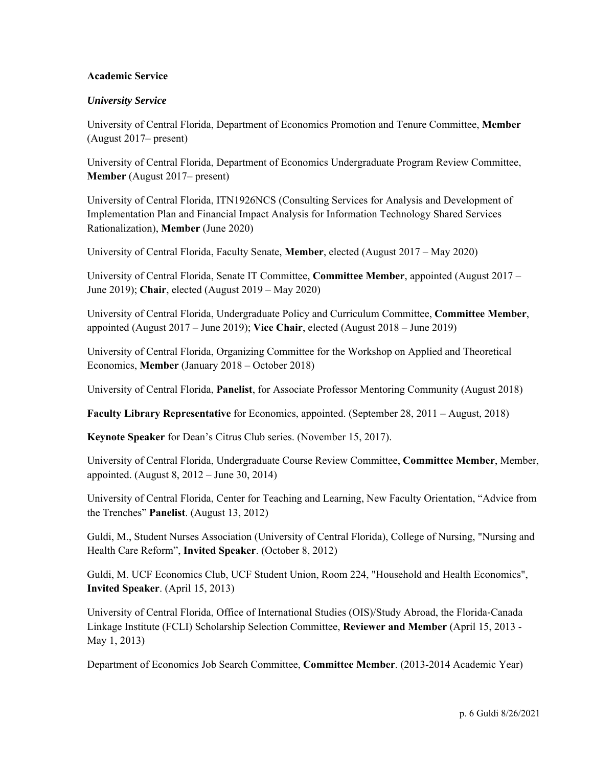**Academic Service**

***University Service***

University of Central Florida, Department of Economics Promotion and Tenure Committee, **Member** (August 2017– present)

University of Central Florida, Department of Economics Undergraduate Program Review Committee, **Member** (August 2017– present)

University of Central Florida, ITN1926NCS (Consulting Services for Analysis and Development of Implementation Plan and Financial Impact Analysis for Information Technology Shared Services Rationalization), **Member** (June 2020)

University of Central Florida, Faculty Senate, **Member**, elected (August 2017 – May 2020)

University of Central Florida, Senate IT Committee, **Committee Member**, appointed (August 2017 – June 2019); **Chair**, elected (August 2019 – May 2020)

University of Central Florida, Undergraduate Policy and Curriculum Committee, **Committee Member**, appointed (August 2017 – June 2019); **Vice Chair**, elected (August 2018 – June 2019)

University of Central Florida, Organizing Committee for the Workshop on Applied and Theoretical Economics, **Member** (January 2018 – October 2018)

University of Central Florida, **Panelist**, for Associate Professor Mentoring Community (August 2018)

**Faculty Library Representative** for Economics, appointed. (September 28, 2011 – August, 2018)

**Keynote Speaker** for Dean's Citrus Club series. (November 15, 2017).

University of Central Florida, Undergraduate Course Review Committee, **Committee Member**, Member, appointed. (August 8, 2012 – June 30, 2014)

University of Central Florida, Center for Teaching and Learning, New Faculty Orientation, "Advice from the Trenches" **Panelist**. (August 13, 2012)

Guldi, M., Student Nurses Association (University of Central Florida), College of Nursing, "Nursing and Health Care Reform", **Invited Speaker**. (October 8, 2012)

Guldi, M. UCF Economics Club, UCF Student Union, Room 224, "Household and Health Economics", **Invited Speaker**. (April 15, 2013)

University of Central Florida, Office of International Studies (OIS)/Study Abroad, the Florida-Canada Linkage Institute (FCLI) Scholarship Selection Committee, **Reviewer and Member** (April 15, 2013 - May 1, 2013)

Department of Economics Job Search Committee, **Committee Member**. (2013-2014 Academic Year)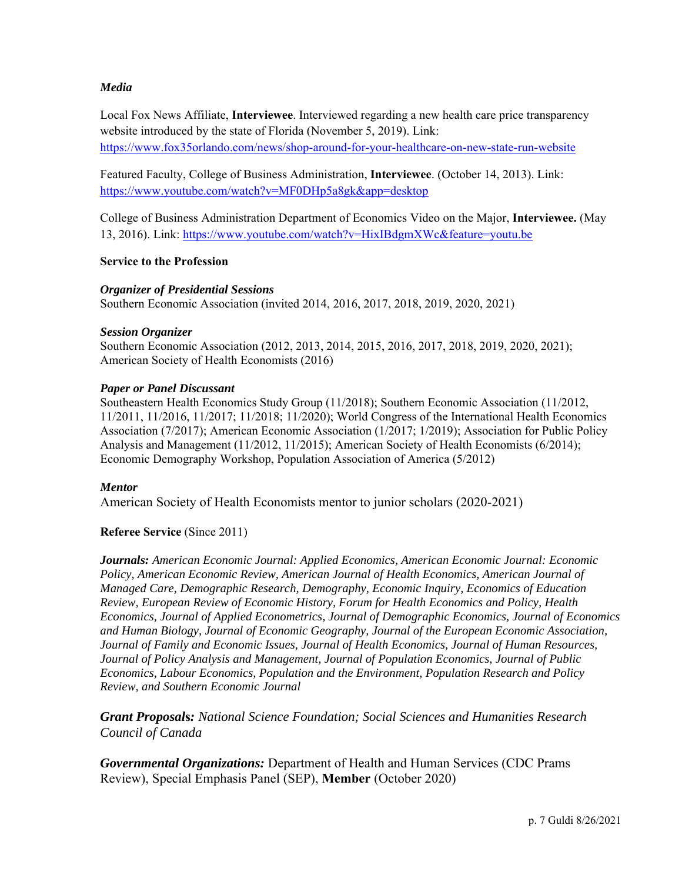### *Media*

Local Fox News Affiliate, **Interviewee**. Interviewed regarding a new health care price transparency website introduced by the state of Florida (November 5, 2019). Link: https://www.fox35orlando.com/news/shop-around-for-your-healthcare-on-new-state-run-website

Featured Faculty, College of Business Administration, **Interviewee**. (October 14, 2013). Link: https://www.youtube.com/watch?v=MF0DHp5a8gk&app=desktop

College of Business Administration Department of Economics Video on the Major, **Interviewee.** (May 13, 2016). Link: https://www.youtube.com/watch?v=HixIBdgmXWc&feature=youtu.be

## Service to the Profession

### *Organizer of Presidential Sessions*

Southern Economic Association (invited 2014, 2016, 2017, 2018, 2019, 2020, 2021)

### *Session Organizer*

Southern Economic Association (2012, 2013, 2014, 2015, 2016, 2017, 2018, 2019, 2020, 2021); American Society of Health Economists (2016)

### *Paper or Panel Discussant*

Southeastern Health Economics Study Group (11/2018); Southern Economic Association (11/2012, 11/2011, 11/2016, 11/2017; 11/2018; 11/2020); World Congress of the International Health Economics Association (7/2017); American Economic Association (1/2017; 1/2019); Association for Public Policy Analysis and Management (11/2012, 11/2015); American Society of Health Economists (6/2014); Economic Demography Workshop, Population Association of America (5/2012)

### *Mentor*

American Society of Health Economists mentor to junior scholars (2020-2021)

**Referee Service** (Since 2011)

***Journals:*** *American Economic Journal: Applied Economics, American Economic Journal: Economic Policy, American Economic Review, American Journal of Health Economics, American Journal of Managed Care, Demographic Research, Demography, Economic Inquiry, Economics of Education Review, European Review of Economic History, Forum for Health Economics and Policy, Health Economics, Journal of Applied Econometrics, Journal of Demographic Economics, Journal of Economics and Human Biology, Journal of Economic Geography, Journal of the European Economic Association, Journal of Family and Economic Issues, Journal of Health Economics, Journal of Human Resources, Journal of Policy Analysis and Management, Journal of Population Economics, Journal of Public Economics, Labour Economics, Population and the Environment, Population Research and Policy Review, and Southern Economic Journal*

***Grant Proposals:*** *National Science Foundation; Social Sciences and Humanities Research Council of Canada*

***Governmental Organizations:*** Department of Health and Human Services (CDC Prams Review), Special Emphasis Panel (SEP), **Member** (October 2020)